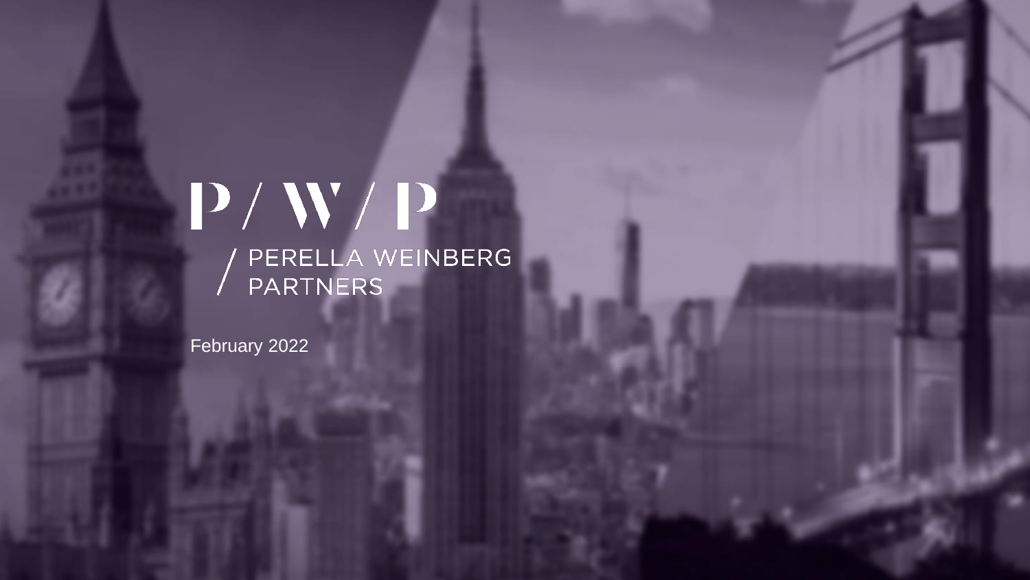P / W / P

PERELLA WEINBERG PARTNERS

February 2022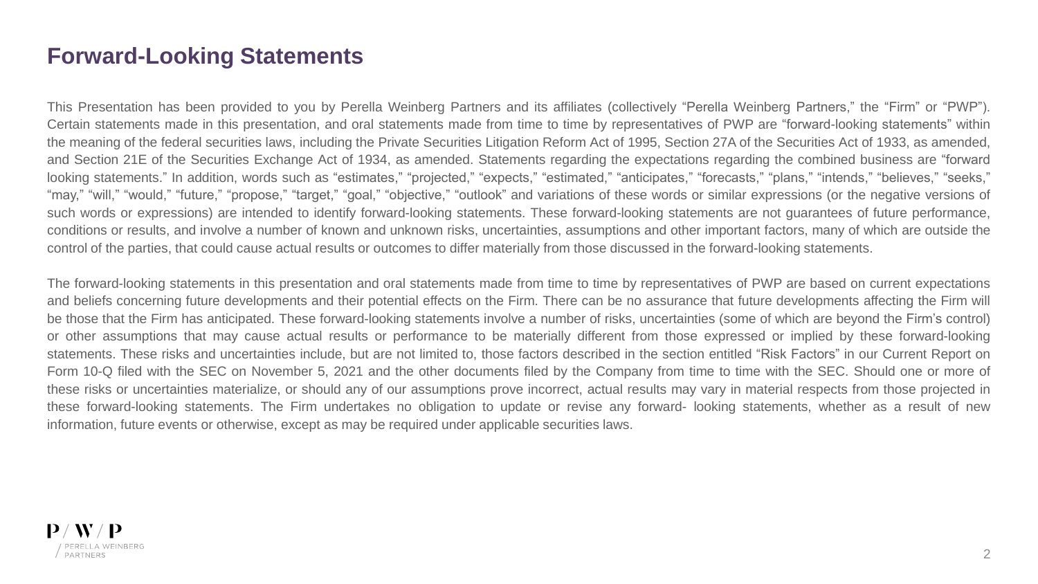# Forward-Looking Statements

This Presentation has been provided to you by Perella Weinberg Partners and its affiliates (collectively "Perella Weinberg Partners," the "Firm" or "PWP"). Certain statements made in this presentation, and oral statements made from time to time by representatives of PWP are "forward-looking statements" within the meaning of the federal securities laws, including the Private Securities Litigation Reform Act of 1995, Section 27A of the Securities Act of 1933, as amended, and Section 21E of the Securities Exchange Act of 1934, as amended. Statements regarding the expectations regarding the combined business are "forward looking statements." In addition, words such as "estimates," "projected," "expects," "estimated," "anticipates," "forecasts," "plans," "intends," "believes," "seeks," "may," "will," "would," "future," "propose," "target," "goal," "objective," "outlook" and variations of these words or similar expressions (or the negative versions of such words or expressions) are intended to identify forward-looking statements. These forward-looking statements are not guarantees of future performance, conditions or results, and involve a number of known and unknown risks, uncertainties, assumptions and other important factors, many of which are outside the control of the parties, that could cause actual results or outcomes to differ materially from those discussed in the forward-looking statements.

The forward-looking statements in this presentation and oral statements made from time to time by representatives of PWP are based on current expectations and beliefs concerning future developments and their potential effects on the Firm. There can be no assurance that future developments affecting the Firm will be those that the Firm has anticipated. These forward-looking statements involve a number of risks, uncertainties (some of which are beyond the Firm's control) or other assumptions that may cause actual results or performance to be materially different from those expressed or implied by these forward-looking statements. These risks and uncertainties include, but are not limited to, those factors described in the section entitled "Risk Factors" in our Current Report on Form 10-Q filed with the SEC on November 5, 2021 and the other documents filed by the Company from time to time with the SEC. Should one or more of these risks or uncertainties materialize, or should any of our assumptions prove incorrect, actual results may vary in material respects from those projected in these forward-looking statements. The Firm undertakes no obligation to update or revise any forward- looking statements, whether as a result of new information, future events or otherwise, except as may be required under applicable securities laws.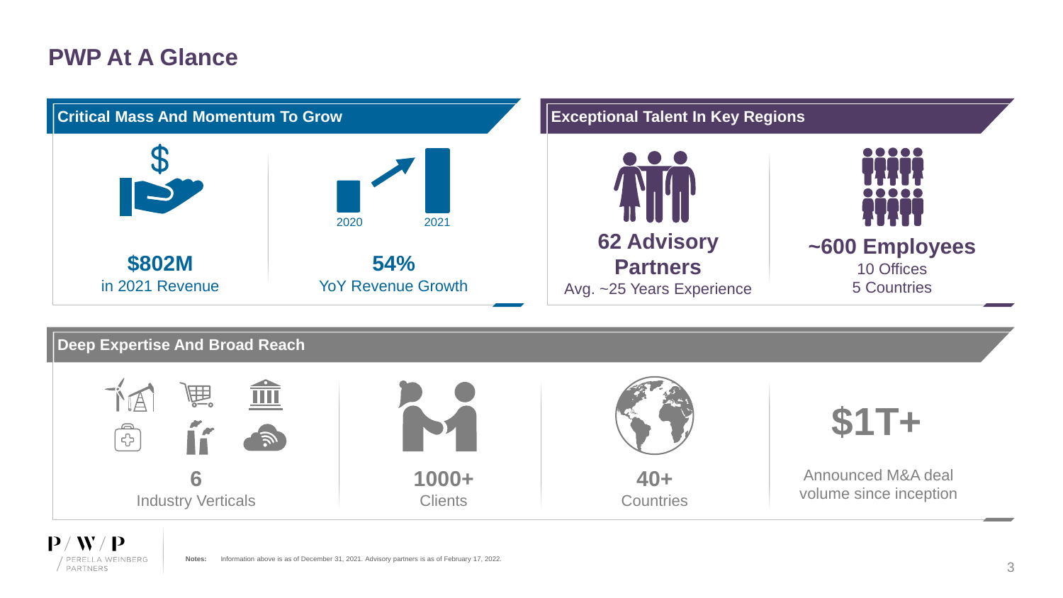# PWP At A Glance

## Critical Mass And Momentum To Grow

**$802M**
in 2021 Revenue

2020 2021

**54%**
YoY Revenue Growth

## Exceptional Talent In Key Regions

**62 Advisory Partners**
Avg. ~25 Years Experience

**~600 Employees**
10 Offices
5 Countries

## Deep Expertise And Broad Reach

**6**
Industry Verticals

**1000+**
Clients

**40+**
Countries

**$1T+**
Announced M&A deal volume since inception

**Notes:** Information above is as of December 31, 2021. Advisory partners is as of February 17, 2022.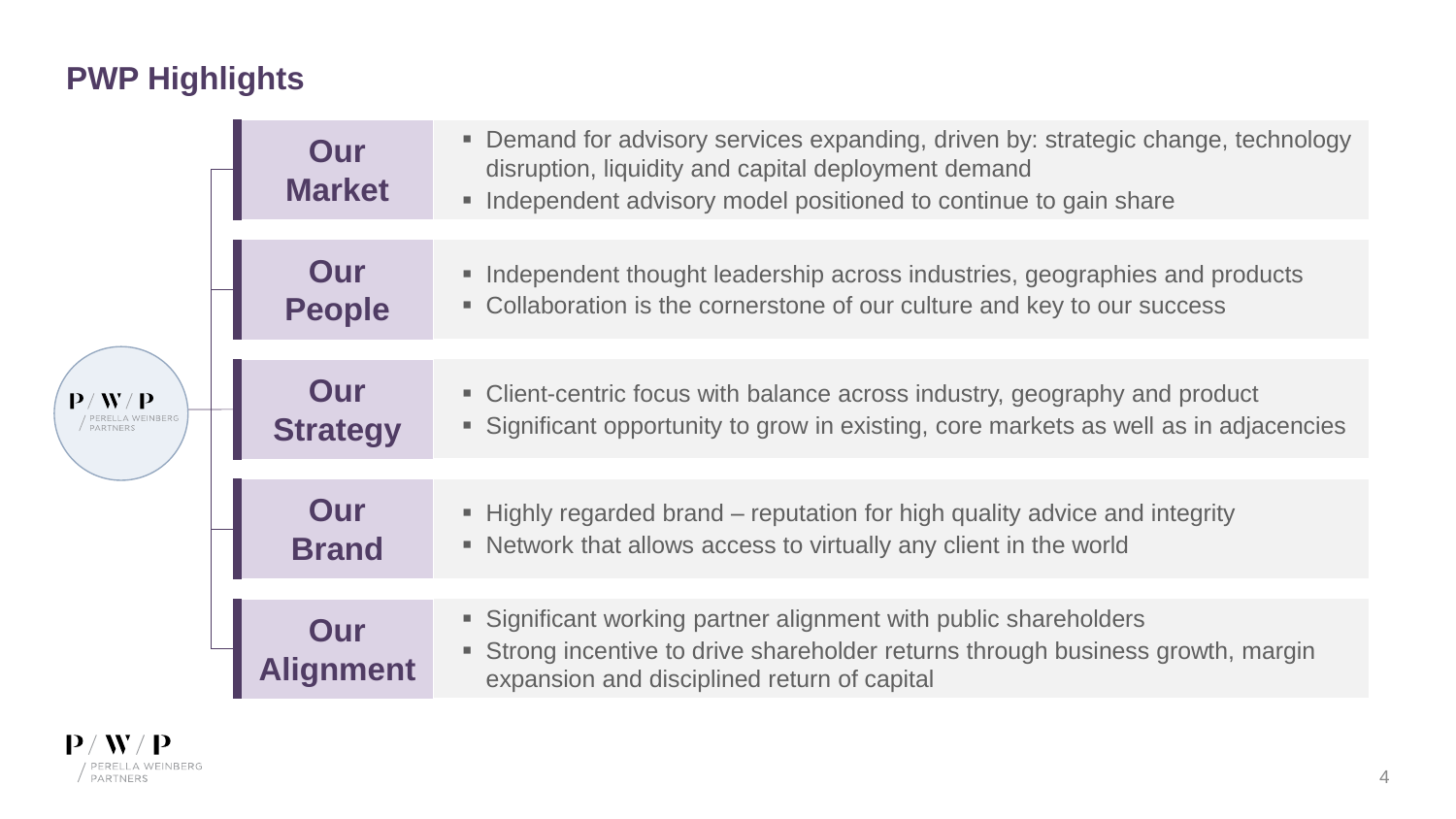# PWP Highlights

### Our Market

- Demand for advisory services expanding, driven by: strategic change, technology disruption, liquidity and capital deployment demand
- Independent advisory model positioned to continue to gain share

### Our People

- Independent thought leadership across industries, geographies and products
- Collaboration is the cornerstone of our culture and key to our success

### Our Strategy

- Client-centric focus with balance across industry, geography and product
- Significant opportunity to grow in existing, core markets as well as in adjacencies

### Our Brand

- Highly regarded brand – reputation for high quality advice and integrity
- Network that allows access to virtually any client in the world

### Our Alignment

- Significant working partner alignment with public shareholders
- Strong incentive to drive shareholder returns through business growth, margin expansion and disciplined return of capital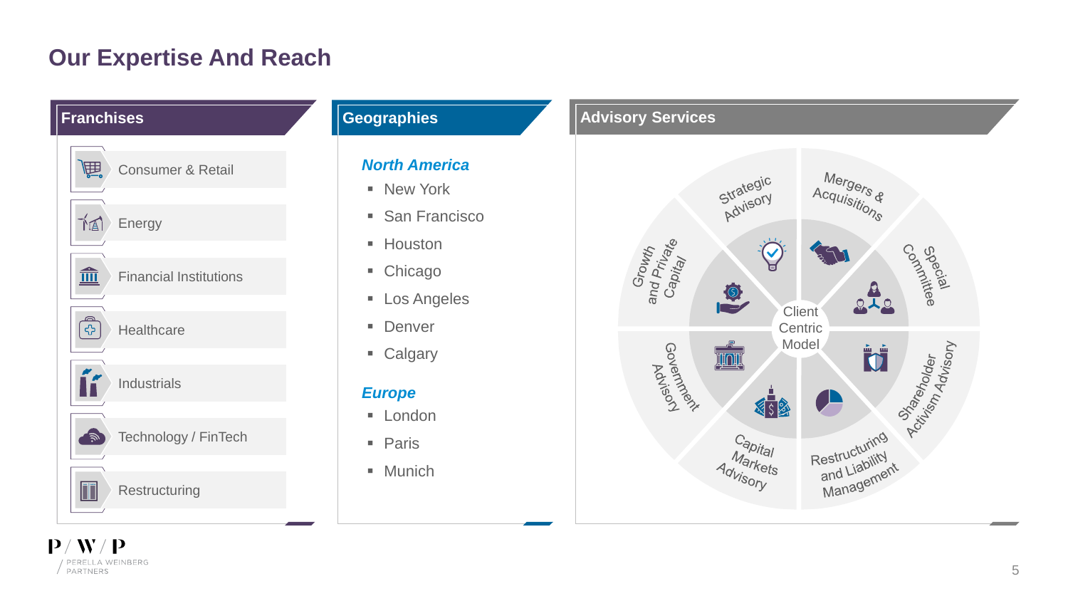# Our Expertise And Reach

## Franchises

- Consumer & Retail
- Energy
- Financial Institutions
- Healthcare
- Industrials
- Technology / FinTech
- Restructuring

## Geographies

***North America***

- New York
- San Francisco
- Houston
- Chicago
- Los Angeles
- Denver
- Calgary

***Europe***

- London
- Paris
- Munich

## Advisory Services

Client Centric Model

- Strategic Advisory
- Mergers & Acquisitions
- Special Committee
- Shareholder Activism Advisory
- Restructuring and Liability Management
- Capital Markets Advisory
- Government Advisory
- Growth and Private Capital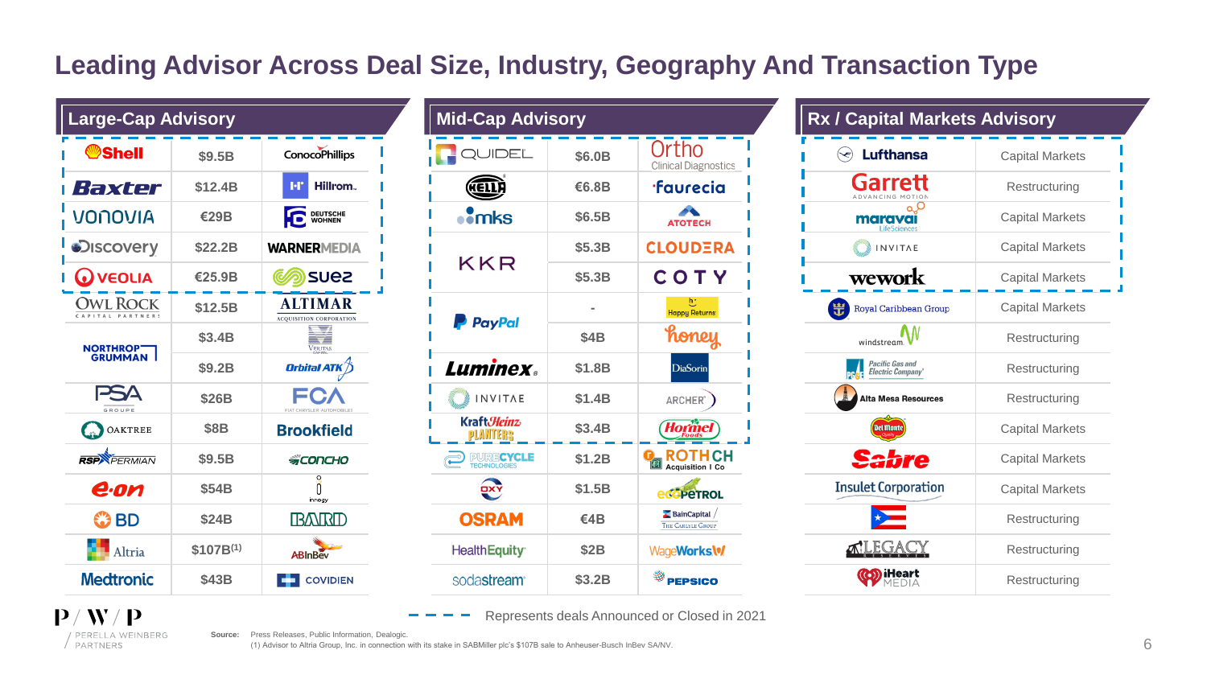# Leading Advisor Across Deal Size, Industry, Geography And Transaction Type

## Large-Cap Advisory

| Client | Deal Size | Counterparty |
| --- | --- | --- |
| Shell | $9.5B | ConocoPhillips |
| Baxter | $12.4B | Hillrom |
| Vonovia | €29B | Deutsche Wohnen |
| Discovery | $22.2B | WarnerMedia |
| Veolia | €25.9B | Suez |
| Owl Rock Capital Partners | $12.5B | Altimar Acquisition Corporation |
| Northrop Grumman | $3.4B | Veritas |
| Northrop Grumman | $9.2B | Orbital ATK |
| PSA Groupe | $26B | FCA Fiat Chrysler Automobiles |
| Oaktree | $8B | Brookfield |
| RSP Permian | $9.5B | Concho |
| e.on | $54B | innogy |
| BD | $24B | Bard |
| Altria | $107B(1) | AB InBev |
| Medtronic | $43B | Covidien |

## Mid-Cap Advisory

| Client | Deal Size | Counterparty |
| --- | --- | --- |
| Quidel | $6.0B | Ortho Clinical Diagnostics |
| Hella | €6.8B | Faurecia |
| mks | $6.5B | Atotech |
| KKR | $5.3B | Cloudera |
| KKR | $5.3B | Coty |
| PayPal | - | Happy Returns |
| PayPal | $4B | honey |
| Luminex | $1.8B | DiaSorin |
| Invitae | $1.4B | Archer |
| Kraft Heinz | $3.4B | Hormel Foods |
| PureCycle Technologies | $1.2B | Roth CH Acquisition I Co |
| Oxy | $1.5B | Ecopetrol |
| Osram | €4B | Bain Capital / The Carlyle Group |
| HealthEquity | $2B | WageWorks |
| sodastream | $3.2B | PepsiCo |

## Rx / Capital Markets Advisory

| Client | Transaction Type |
| --- | --- |
| Lufthansa | Capital Markets |
| Garrett Advancing Motion | Restructuring |
| Maravai LifeSciences | Capital Markets |
| Invitae | Capital Markets |
| wework | Capital Markets |
| Royal Caribbean Group | Capital Markets |
| windstream | Restructuring |
| Pacific Gas and Electric Company | Restructuring |
| Alta Mesa Resources | Restructuring |
| Del Monte | Capital Markets |
| Sabre | Capital Markets |
| Insulet Corporation | Capital Markets |
| Puerto Rico | Restructuring |
| Legacy Reserves | Restructuring |
| iHeart Media | Restructuring |

Represents deals Announced or Closed in 2021 (dashed outline: Shell through Veolia; Quidel through Kraft Heinz; Lufthansa through wework)

P / W / P
Perella Weinberg Partners

Source: Press Releases, Public Information, Dealogic.
(1) Advisor to Altria Group, Inc. in connection with its stake in SABMiller plc's $107B sale to Anheuser-Busch InBev SA/NV.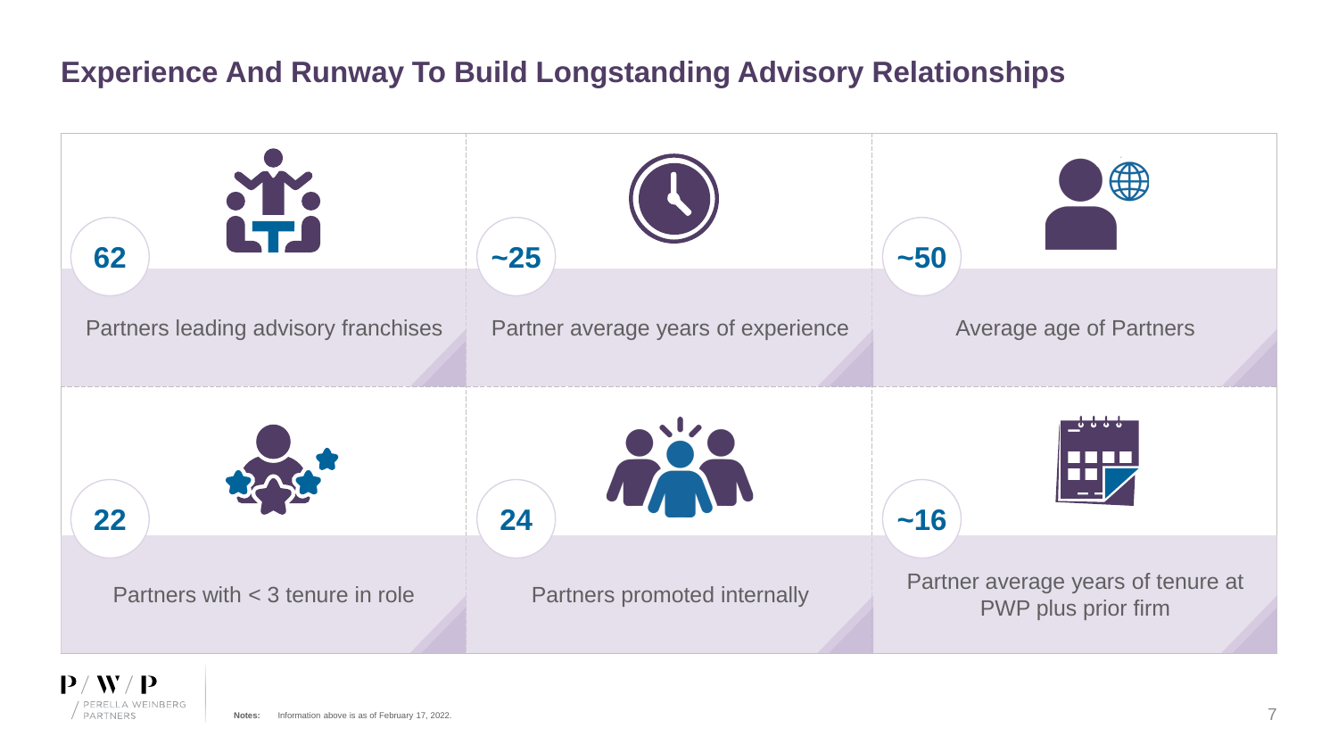# Experience And Runway To Build Longstanding Advisory Relationships

**62**

Partners leading advisory franchises

**~25**

Partner average years of experience

**~50**

Average age of Partners

**22**

Partners with < 3 tenure in role

**24**

Partners promoted internally

**~16**

Partner average years of tenure at PWP plus prior firm

**Notes:** Information above is as of February 17, 2022.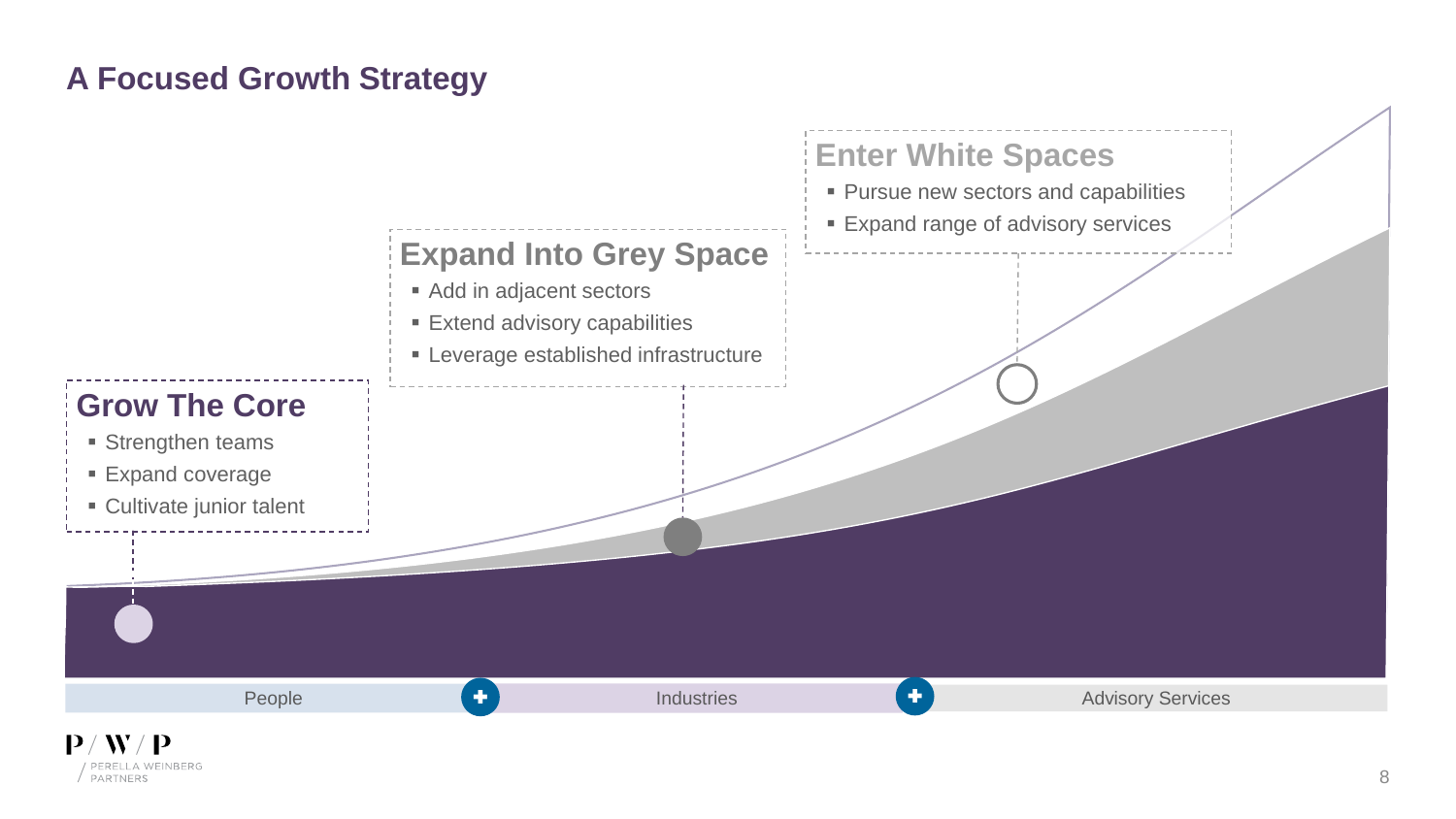# A Focused Growth Strategy

## Grow The Core

- Strengthen teams
- Expand coverage
- Cultivate junior talent

## Expand Into Grey Space

- Add in adjacent sectors
- Extend advisory capabilities
- Leverage established infrastructure

## Enter White Spaces

- Pursue new sectors and capabilities
- Expand range of advisory services

People + Industries + Advisory Services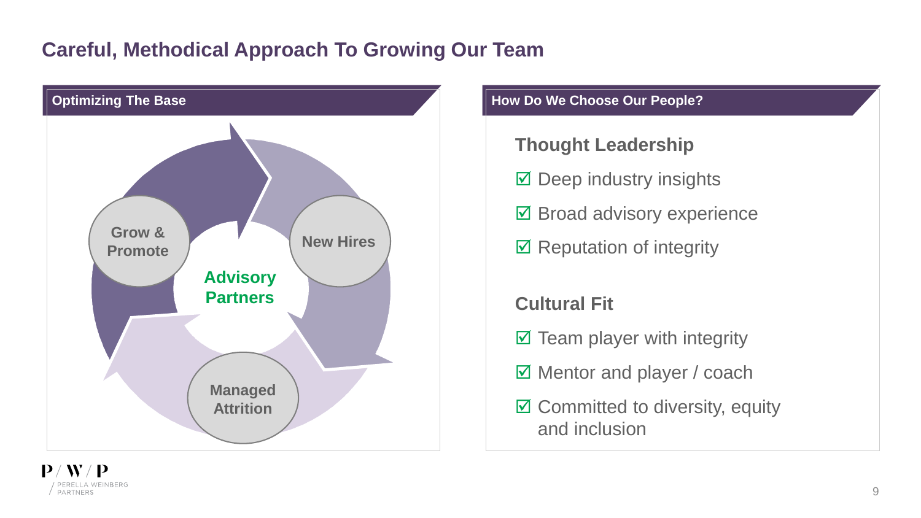# Careful, Methodical Approach To Growing Our Team

## Optimizing The Base

Grow & Promote

New Hires

Advisory Partners

Managed Attrition

## How Do We Choose Our People?

### Thought Leadership

- ☑ Deep industry insights
- ☑ Broad advisory experience
- ☑ Reputation of integrity

### Cultural Fit

- ☑ Team player with integrity
- ☑ Mentor and player / coach
- ☑ Committed to diversity, equity and inclusion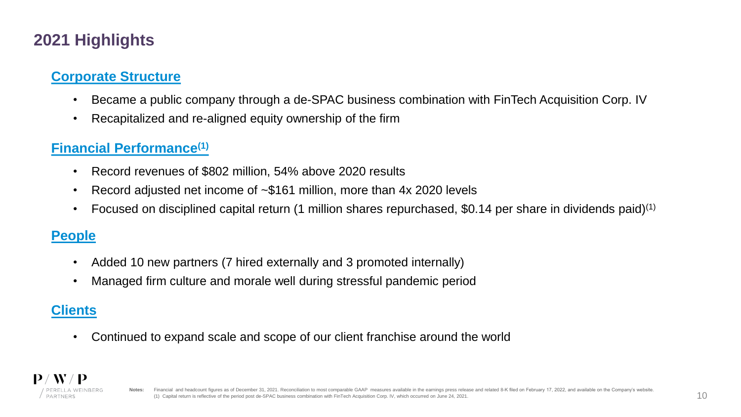# 2021 Highlights

## Corporate Structure

- Became a public company through a de-SPAC business combination with FinTech Acquisition Corp. IV
- Recapitalized and re-aligned equity ownership of the firm

## Financial Performance[1]

- Record revenues of $802 million, 54% above 2020 results
- Record adjusted net income of ~$161 million, more than 4x 2020 levels
- Focused on disciplined capital return (1 million shares repurchased, $0.14 per share in dividends paid)[1]

## People

- Added 10 new partners (7 hired externally and 3 promoted internally)
- Managed firm culture and morale well during stressful pandemic period

## Clients

- Continued to expand scale and scope of our client franchise around the world

**Notes:** Financial and headcount figures as of December 31, 2021. Reconciliation to most comparable GAAP measures available in the earnings press release and related 8-K filed on February 17, 2022, and available on the Company's website.
(1) Capital return is reflective of the period post de-SPAC business combination with FinTech Acquisition Corp. IV, which occurred on June 24, 2021.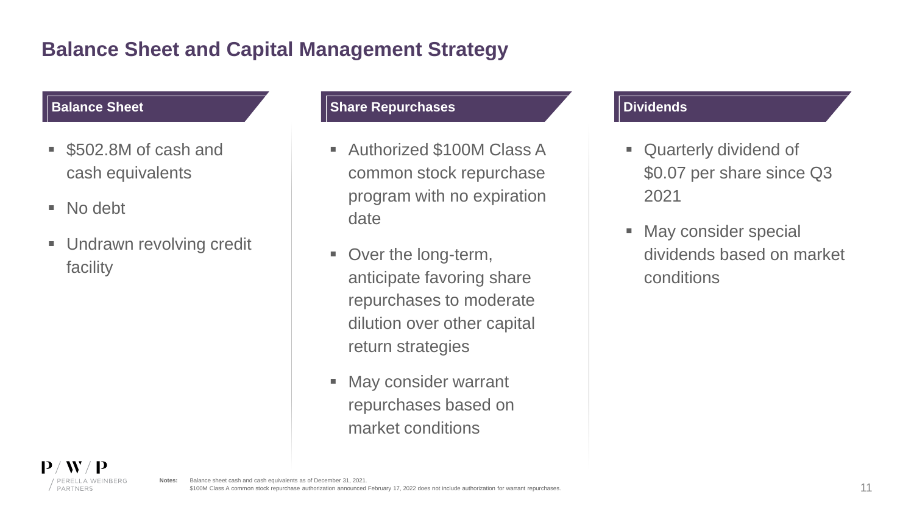# Balance Sheet and Capital Management Strategy

## Balance Sheet

- $502.8M of cash and cash equivalents
- No debt
- Undrawn revolving credit facility

## Share Repurchases

- Authorized $100M Class A common stock repurchase program with no expiration date
- Over the long-term, anticipate favoring share repurchases to moderate dilution over other capital return strategies
- May consider warrant repurchases based on market conditions

## Dividends

- Quarterly dividend of $0.07 per share since Q3 2021
- May consider special dividends based on market conditions

**Notes:** Balance sheet cash and cash equivalents as of December 31, 2021.
$100M Class A common stock repurchase authorization announced February 17, 2022 does not include authorization for warrant repurchases.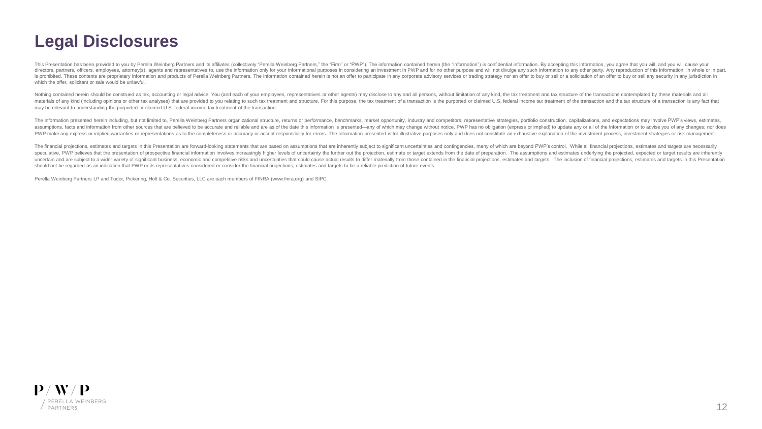# Legal Disclosures

This Presentation has been provided to you by Perella Weinberg Partners and its affiliates (collectively "Perella Weinberg Partners," the "Firm" or "PWP"). The information contained herein (the "Information") is confidential information. By accepting this Information, you agree that you will, and you will cause your directors, partners, officers, employees, attorney(s), agents and representatives to, use the Information only for your informational purposes in considering an investment in PWP and for no other purpose and will not divulge any such Information to any other party. Any reproduction of this Information, in whole or in part, is prohibited. These contents are proprietary information and products of Perella Weinberg Partners. The Information contained herein is not an offer to participate in any corporate advisory services or trading strategy nor an offer to buy or sell or a solicitation of an offer to buy or sell any security in any jurisdiction in which the offer, solicitant or sale would be unlawful.

Nothing contained herein should be construed as tax, accounting or legal advice. You (and each of your employees, representatives or other agents) may disclose to any and all persons, without limitation of any kind, the tax treatment and tax structure of the transactions contemplated by these materials and all materials of any kind (including opinions or other tax analyses) that are provided to you relating to such tax treatment and structure. For this purpose, the tax treatment of a transaction is the purported or claimed U.S. federal income tax treatment of the transaction and the tax structure of a transaction is any fact that may be relevant to understanding the purported or claimed U.S. federal income tax treatment of the transaction.

The Information presented herein including, but not limited to, Perella Weinberg Partners organizational structure, returns or performance, benchmarks, market opportunity, industry and competitors, representative strategies, portfolio construction, capitalizations, and expectations may involve PWP's views, estimates, assumptions, facts and information from other sources that are believed to be accurate and reliable and are as of the date this Information is presented—any of which may change without notice. PWP has no obligation (express or implied) to update any or all of the Information or to advise you of any changes; nor does PWP make any express or implied warranties or representations as to the completeness or accuracy or accept responsibility for errors. The Information presented is for illustrative purposes only and does not constitute an exhaustive explanation of the investment process, investment strategies or risk management.

The financial projections, estimates and targets in this Presentation are forward-looking statements that are based on assumptions that are inherently subject to significant uncertainties and contingencies, many of which are beyond PWP's control. While all financial projections, estimates and targets are necessarily speculative, PWP believes that the presentation of prospective financial information involves increasingly higher levels of uncertainty the further out the projection, estimate or target extends from the date of preparation. The assumptions and estimates underlying the projected, expected or target results are inherently uncertain and are subject to a wider variety of significant business, economic and competitive risks and uncertainties that could cause actual results to differ materially from those contained in the financial projections, estimates and targets. The inclusion of financial projections, estimates and targets in this Presentation should not be regarded as an indication that PWP or its representatives considered or consider the financial projections, estimates and targets to be a reliable prediction of future events.

Perella Weinberg Partners LP and Tudor, Pickering, Holt & Co. Securities, LLC are each members of FINRA (www.finra.org) and SIPC.